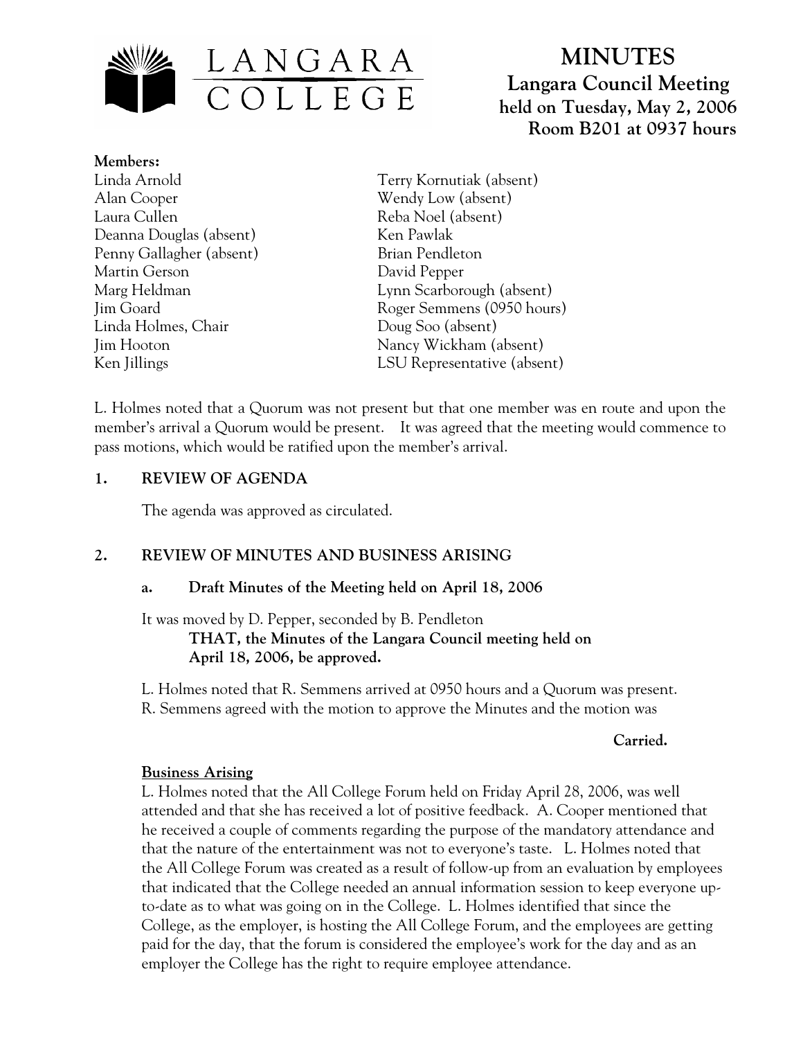LANGARA COLLEGE

# MINUTES

## Langara Council Meeting
**held on Tuesday, May 2, 2006**
**Room B201 at 0937 hours**

**Members:**

Linda Arnold
Alan Cooper
Laura Cullen
Deanna Douglas (absent)
Penny Gallagher (absent)
Martin Gerson
Marg Heldman
Jim Goard
Linda Holmes, Chair
Jim Hooton
Ken Jillings
Terry Kornutiak (absent)
Wendy Low (absent)
Reba Noel (absent)
Ken Pawlak
Brian Pendleton
David Pepper
Lynn Scarborough (absent)
Roger Semmens (0950 hours)
Doug Soo (absent)
Nancy Wickham (absent)
LSU Representative (absent)

L. Holmes noted that a Quorum was not present but that one member was en route and upon the member's arrival a Quorum would be present. It was agreed that the meeting would commence to pass motions, which would be ratified upon the member's arrival.

### 1. REVIEW OF AGENDA

The agenda was approved as circulated.

### 2. REVIEW OF MINUTES AND BUSINESS ARISING

#### a. Draft Minutes of the Meeting held on April 18, 2006

It was moved by D. Pepper, seconded by B. Pendleton

**THAT, the Minutes of the Langara Council meeting held on April 18, 2006, be approved.**

L. Holmes noted that R. Semmens arrived at 0950 hours and a Quorum was present.
R. Semmens agreed with the motion to approve the Minutes and the motion was

**Carried.**

**Business Arising**

L. Holmes noted that the All College Forum held on Friday April 28, 2006, was well attended and that she has received a lot of positive feedback. A. Cooper mentioned that he received a couple of comments regarding the purpose of the mandatory attendance and that the nature of the entertainment was not to everyone's taste. L. Holmes noted that the All College Forum was created as a result of follow-up from an evaluation by employees that indicated that the College needed an annual information session to keep everyone up-to-date as to what was going on in the College. L. Holmes identified that since the College, as the employer, is hosting the All College Forum, and the employees are getting paid for the day, that the forum is considered the employee's work for the day and as an employer the College has the right to require employee attendance.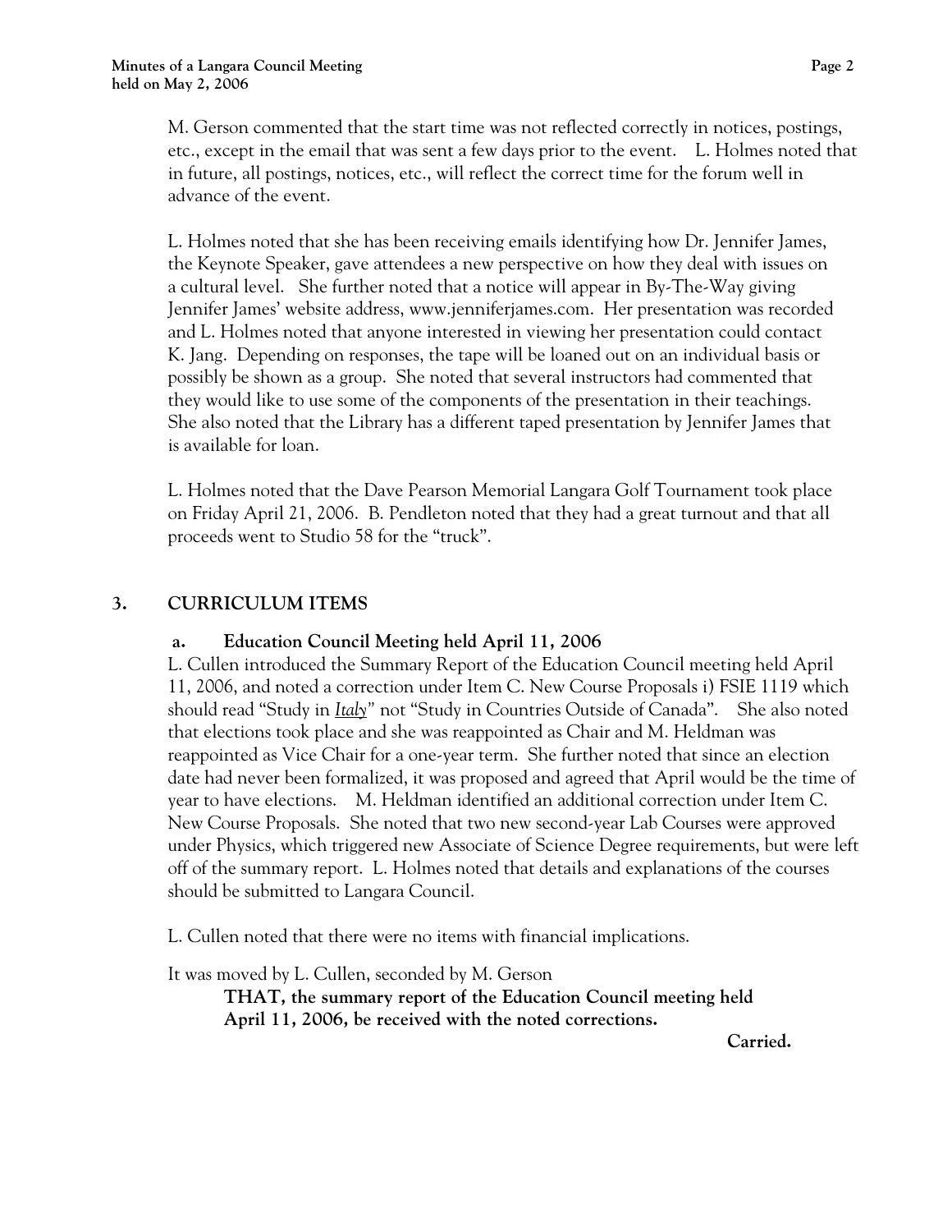M. Gerson commented that the start time was not reflected correctly in notices, postings, etc., except in the email that was sent a few days prior to the event. L. Holmes noted that in future, all postings, notices, etc., will reflect the correct time for the forum well in advance of the event.

L. Holmes noted that she has been receiving emails identifying how Dr. Jennifer James, the Keynote Speaker, gave attendees a new perspective on how they deal with issues on a cultural level. She further noted that a notice will appear in By-The-Way giving Jennifer James' website address, www.jenniferjames.com. Her presentation was recorded and L. Holmes noted that anyone interested in viewing her presentation could contact K. Jang. Depending on responses, the tape will be loaned out on an individual basis or possibly be shown as a group. She noted that several instructors had commented that they would like to use some of the components of the presentation in their teachings. She also noted that the Library has a different taped presentation by Jennifer James that is available for loan.

L. Holmes noted that the Dave Pearson Memorial Langara Golf Tournament took place on Friday April 21, 2006. B. Pendleton noted that they had a great turnout and that all proceeds went to Studio 58 for the "truck".

## 3. CURRICULUM ITEMS

### a. Education Council Meeting held April 11, 2006

L. Cullen introduced the Summary Report of the Education Council meeting held April 11, 2006, and noted a correction under Item C. New Course Proposals i) FSIE 1119 which should read "Study in *Italy*" not "Study in Countries Outside of Canada". She also noted that elections took place and she was reappointed as Chair and M. Heldman was reappointed as Vice Chair for a one-year term. She further noted that since an election date had never been formalized, it was proposed and agreed that April would be the time of year to have elections. M. Heldman identified an additional correction under Item C. New Course Proposals. She noted that two new second-year Lab Courses were approved under Physics, which triggered new Associate of Science Degree requirements, but were left off of the summary report. L. Holmes noted that details and explanations of the courses should be submitted to Langara Council.

L. Cullen noted that there were no items with financial implications.

It was moved by L. Cullen, seconded by M. Gerson

**THAT, the summary report of the Education Council meeting held April 11, 2006, be received with the noted corrections.**

**Carried.**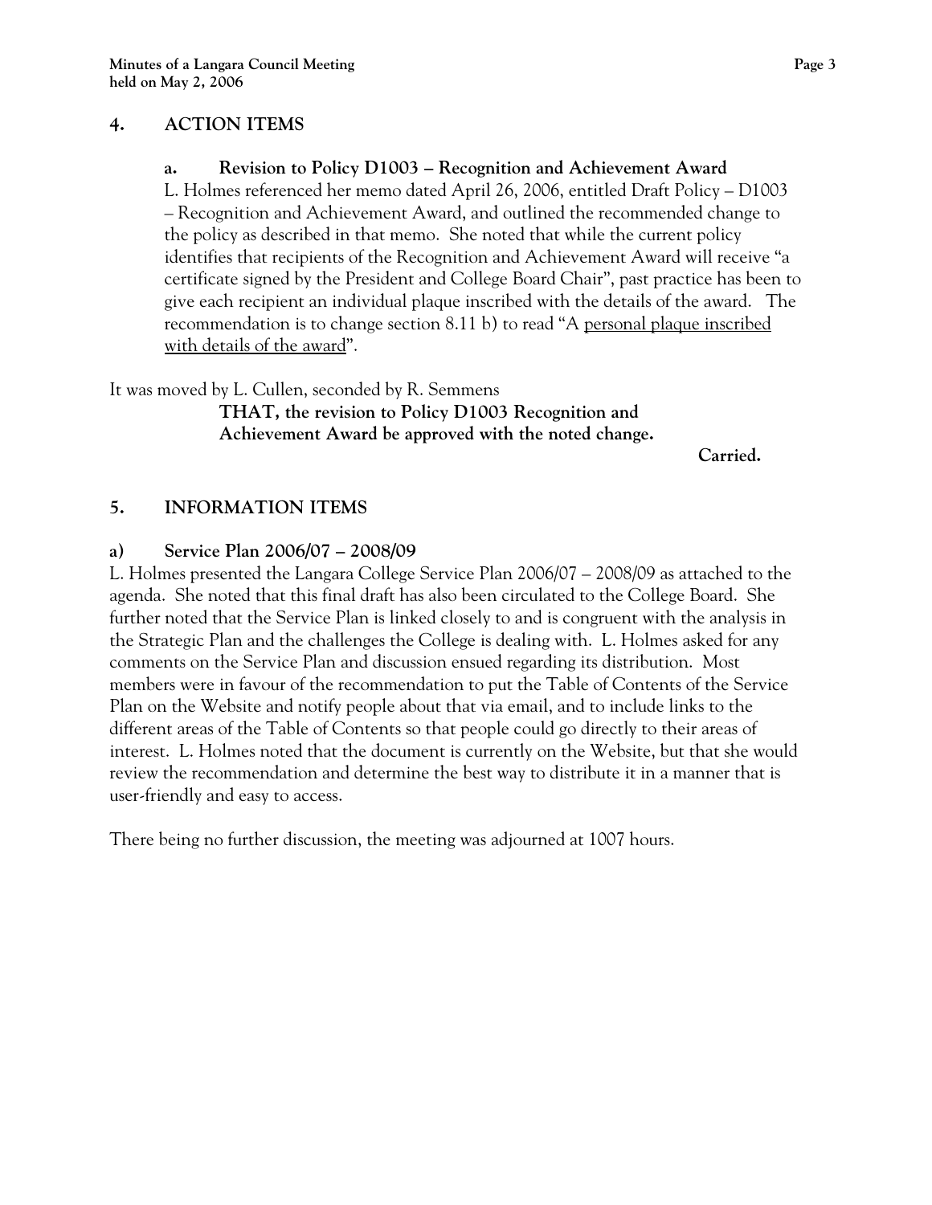## 4. ACTION ITEMS

### a. Revision to Policy D1003 – Recognition and Achievement Award

L. Holmes referenced her memo dated April 26, 2006, entitled Draft Policy – D1003 – Recognition and Achievement Award, and outlined the recommended change to the policy as described in that memo. She noted that while the current policy identifies that recipients of the Recognition and Achievement Award will receive "a certificate signed by the President and College Board Chair", past practice has been to give each recipient an individual plaque inscribed with the details of the award. The recommendation is to change section 8.11 b) to read "A personal plaque inscribed with details of the award".

It was moved by L. Cullen, seconded by R. Semmens

**THAT, the revision to Policy D1003 Recognition and Achievement Award be approved with the noted change.**

**Carried.**

## 5. INFORMATION ITEMS

### a) Service Plan 2006/07 – 2008/09

L. Holmes presented the Langara College Service Plan 2006/07 – 2008/09 as attached to the agenda. She noted that this final draft has also been circulated to the College Board. She further noted that the Service Plan is linked closely to and is congruent with the analysis in the Strategic Plan and the challenges the College is dealing with. L. Holmes asked for any comments on the Service Plan and discussion ensued regarding its distribution. Most members were in favour of the recommendation to put the Table of Contents of the Service Plan on the Website and notify people about that via email, and to include links to the different areas of the Table of Contents so that people could go directly to their areas of interest. L. Holmes noted that the document is currently on the Website, but that she would review the recommendation and determine the best way to distribute it in a manner that is user-friendly and easy to access.

There being no further discussion, the meeting was adjourned at 1007 hours.